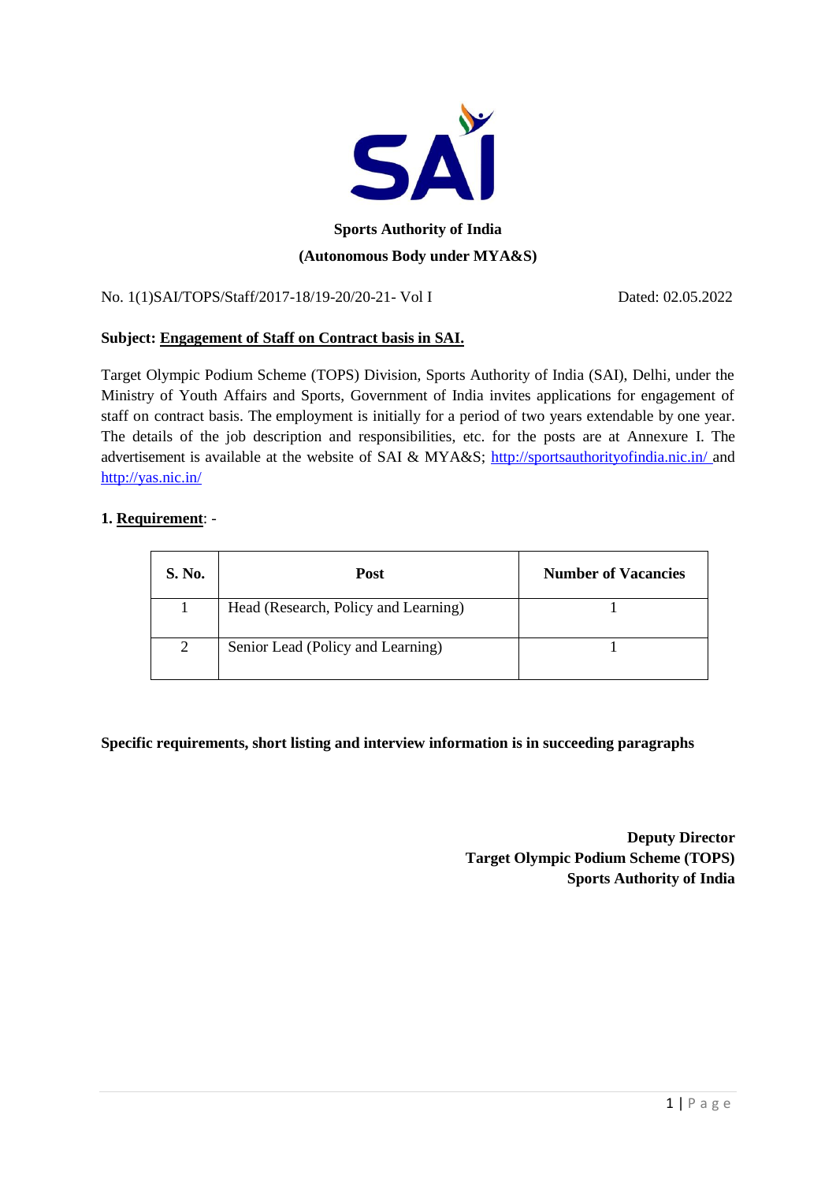**Sports Authority of India**

**(Autonomous Body under MYA&S)**

No. 1(1)SAI/TOPS/Staff/2017-18/19-20/20-21- Vol I

Dated: 02.05.2022

**Subject: Engagement of Staff on Contract basis in SAI.**

Target Olympic Podium Scheme (TOPS) Division, Sports Authority of India (SAI), Delhi, under the Ministry of Youth Affairs and Sports, Government of India invites applications for engagement of staff on contract basis. The employment is initially for a period of two years extendable by one year. The details of the job description and responsibilities, etc. for the posts are at Annexure I. The advertisement is available at the website of SAI & MYA&S; http://sportsauthorityofindia.nic.in/ and http://yas.nic.in/

**1. Requirement**: -

| S. No. | Post | Number of Vacancies |
|---|---|---|
| 1 | Head (Research, Policy and Learning) | 1 |
| 2 | Senior Lead (Policy and Learning) | 1 |

**Specific requirements, short listing and interview information is in succeeding paragraphs**

**Deputy Director**
**Target Olympic Podium Scheme (TOPS)**
**Sports Authority of India**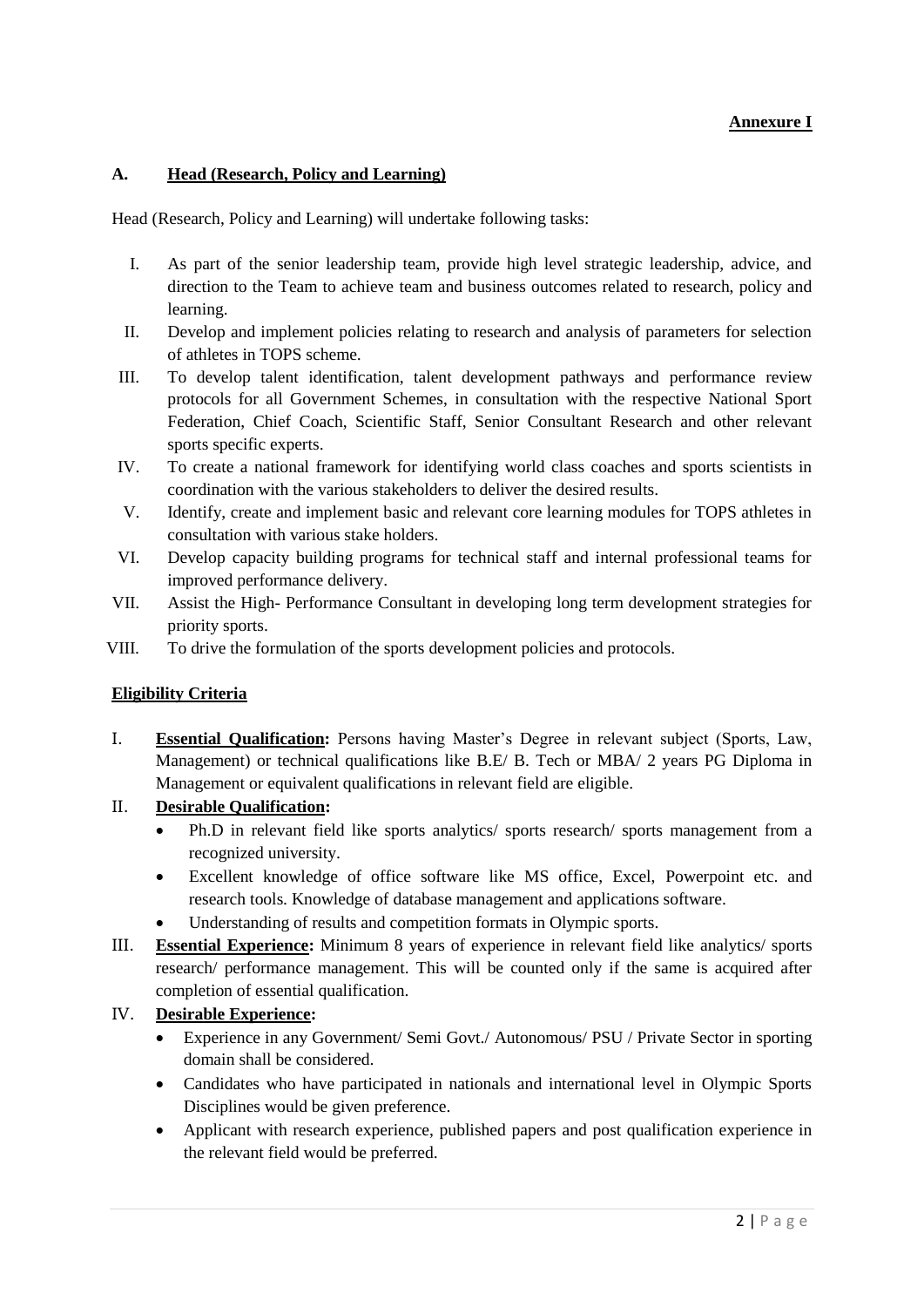**Annexure I**

## A. Head (Research, Policy and Learning)

Head (Research, Policy and Learning) will undertake following tasks:

I. As part of the senior leadership team, provide high level strategic leadership, advice, and direction to the Team to achieve team and business outcomes related to research, policy and learning.
II. Develop and implement policies relating to research and analysis of parameters for selection of athletes in TOPS scheme.
III. To develop talent identification, talent development pathways and performance review protocols for all Government Schemes, in consultation with the respective National Sport Federation, Chief Coach, Scientific Staff, Senior Consultant Research and other relevant sports specific experts.
IV. To create a national framework for identifying world class coaches and sports scientists in coordination with the various stakeholders to deliver the desired results.
V. Identify, create and implement basic and relevant core learning modules for TOPS athletes in consultation with various stake holders.
VI. Develop capacity building programs for technical staff and internal professional teams for improved performance delivery.
VII. Assist the High- Performance Consultant in developing long term development strategies for priority sports.
VIII. To drive the formulation of the sports development policies and protocols.

### Eligibility Criteria

I. **Essential Qualification:** Persons having Master's Degree in relevant subject (Sports, Law, Management) or technical qualifications like B.E/ B. Tech or MBA/ 2 years PG Diploma in Management or equivalent qualifications in relevant field are eligible.

II. **Desirable Qualification:**
- Ph.D in relevant field like sports analytics/ sports research/ sports management from a recognized university.
- Excellent knowledge of office software like MS office, Excel, Powerpoint etc. and research tools. Knowledge of database management and applications software.
- Understanding of results and competition formats in Olympic sports.

III. **Essential Experience:** Minimum 8 years of experience in relevant field like analytics/ sports research/ performance management. This will be counted only if the same is acquired after completion of essential qualification.

IV. **Desirable Experience:**
- Experience in any Government/ Semi Govt./ Autonomous/ PSU / Private Sector in sporting domain shall be considered.
- Candidates who have participated in nationals and international level in Olympic Sports Disciplines would be given preference.
- Applicant with research experience, published papers and post qualification experience in the relevant field would be preferred.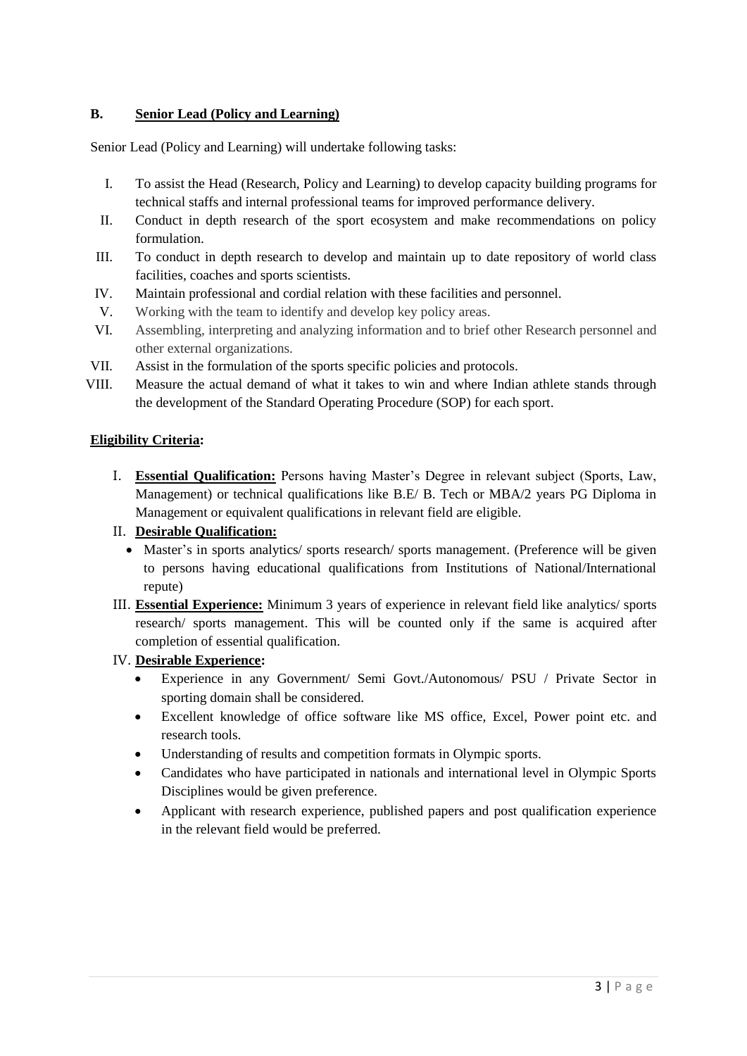### B. Senior Lead (Policy and Learning)

Senior Lead (Policy and Learning) will undertake following tasks:

I. To assist the Head (Research, Policy and Learning) to develop capacity building programs for technical staffs and internal professional teams for improved performance delivery.

II. Conduct in depth research of the sport ecosystem and make recommendations on policy formulation.

III. To conduct in depth research to develop and maintain up to date repository of world class facilities, coaches and sports scientists.

IV. Maintain professional and cordial relation with these facilities and personnel.

V. Working with the team to identify and develop key policy areas.

VI. Assembling, interpreting and analyzing information and to brief other Research personnel and other external organizations.

VII. Assist in the formulation of the sports specific policies and protocols.

VIII. Measure the actual demand of what it takes to win and where Indian athlete stands through the development of the Standard Operating Procedure (SOP) for each sport.

**Eligibility Criteria:**

I. **Essential Qualification:** Persons having Master's Degree in relevant subject (Sports, Law, Management) or technical qualifications like B.E/ B. Tech or MBA/2 years PG Diploma in Management or equivalent qualifications in relevant field are eligible.

II. **Desirable Qualification:**
   - Master's in sports analytics/ sports research/ sports management. (Preference will be given to persons having educational qualifications from Institutions of National/International repute)

III. **Essential Experience:** Minimum 3 years of experience in relevant field like analytics/ sports research/ sports management. This will be counted only if the same is acquired after completion of essential qualification.

IV. **Desirable Experience:**
   - Experience in any Government/ Semi Govt./Autonomous/ PSU / Private Sector in sporting domain shall be considered.
   - Excellent knowledge of office software like MS office, Excel, Power point etc. and research tools.
   - Understanding of results and competition formats in Olympic sports.
   - Candidates who have participated in nationals and international level in Olympic Sports Disciplines would be given preference.
   - Applicant with research experience, published papers and post qualification experience in the relevant field would be preferred.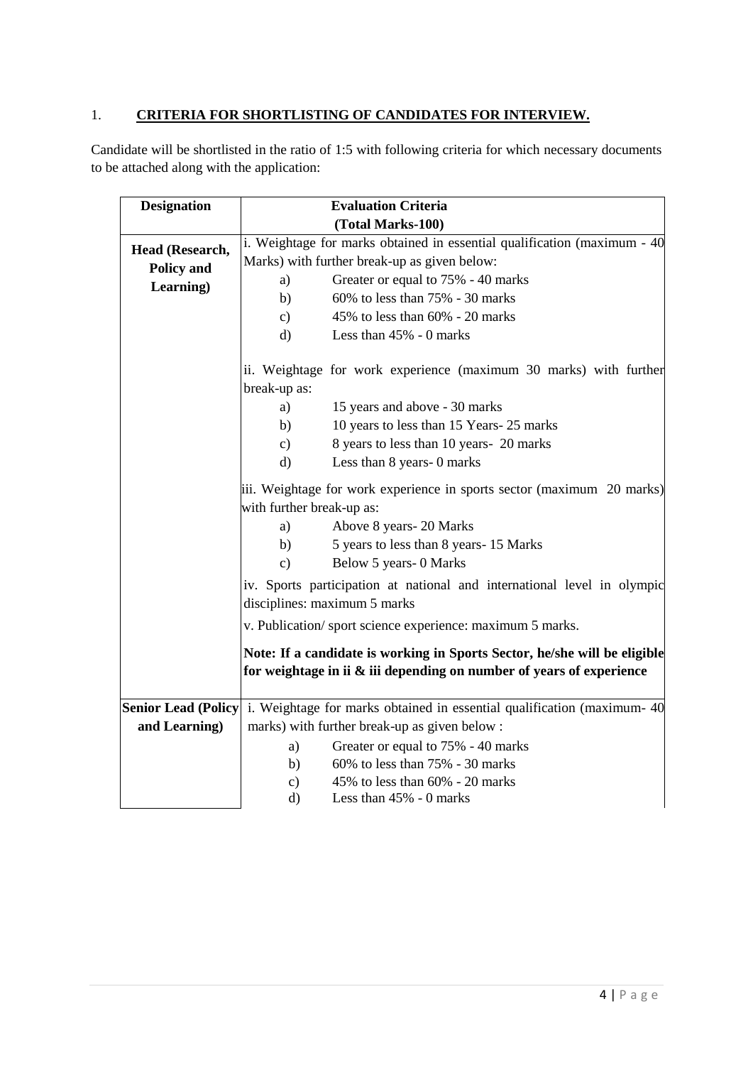## 1. CRITERIA FOR SHORTLISTING OF CANDIDATES FOR INTERVIEW.

Candidate will be shortlisted in the ratio of 1:5 with following criteria for which necessary documents to be attached along with the application:

| Designation | Evaluation Criteria (Total Marks-100) |
|---|---|
| **Head (Research, Policy and Learning)** | i. Weightage for marks obtained in essential qualification (maximum - 40 Marks) with further break-up as given below:<br>a) Greater or equal to 75% - 40 marks<br>b) 60% to less than 75% - 30 marks<br>c) 45% to less than 60% - 20 marks<br>d) Less than 45% - 0 marks<br><br>ii. Weightage for work experience (maximum 30 marks) with further break-up as:<br>a) 15 years and above - 30 marks<br>b) 10 years to less than 15 Years- 25 marks<br>c) 8 years to less than 10 years- 20 marks<br>d) Less than 8 years- 0 marks<br><br>iii. Weightage for work experience in sports sector (maximum 20 marks) with further break-up as:<br>a) Above 8 years- 20 Marks<br>b) 5 years to less than 8 years- 15 Marks<br>c) Below 5 years- 0 Marks<br><br>iv. Sports participation at national and international level in olympic disciplines: maximum 5 marks<br><br>v. Publication/ sport science experience: maximum 5 marks.<br><br>**Note: If a candidate is working in Sports Sector, he/she will be eligible for weightage in ii & iii depending on number of years of experience** |
| **Senior Lead (Policy and Learning)** | i. Weightage for marks obtained in essential qualification (maximum- 40 marks) with further break-up as given below :<br>a) Greater or equal to 75% - 40 marks<br>b) 60% to less than 75% - 30 marks<br>c) 45% to less than 60% - 20 marks<br>d) Less than 45% - 0 marks |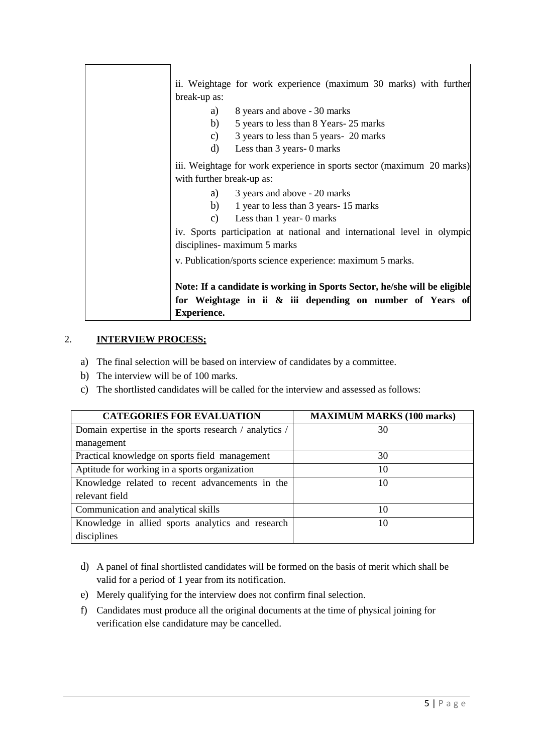| | ii. Weightage for work experience (maximum 30 marks) with further break-up as:<br>a) 8 years and above - 30 marks<br>b) 5 years to less than 8 Years- 25 marks<br>c) 3 years to less than 5 years- 20 marks<br>d) Less than 3 years- 0 marks<br><br>iii. Weightage for work experience in sports sector (maximum 20 marks) with further break-up as:<br>a) 3 years and above - 20 marks<br>b) 1 year to less than 3 years- 15 marks<br>c) Less than 1 year- 0 marks<br><br>iv. Sports participation at national and international level in olympic disciplines- maximum 5 marks<br><br>v. Publication/sports science experience: maximum 5 marks.<br><br>**Note: If a candidate is working in Sports Sector, he/she will be eligible for Weightage in ii & iii depending on number of Years of Experience.** |
|---|---|

2. **INTERVIEW PROCESS;**

a) The final selection will be based on interview of candidates by a committee.
b) The interview will be of 100 marks.
c) The shortlisted candidates will be called for the interview and assessed as follows:

| CATEGORIES FOR EVALUATION | MAXIMUM MARKS (100 marks) |
|---|---|
| Domain expertise in the sports research / analytics / management | 30 |
| Practical knowledge on sports field management | 30 |
| Aptitude for working in a sports organization | 10 |
| Knowledge related to recent advancements in the relevant field | 10 |
| Communication and analytical skills | 10 |
| Knowledge in allied sports analytics and research disciplines | 10 |

d) A panel of final shortlisted candidates will be formed on the basis of merit which shall be valid for a period of 1 year from its notification.
e) Merely qualifying for the interview does not confirm final selection.
f) Candidates must produce all the original documents at the time of physical joining for verification else candidature may be cancelled.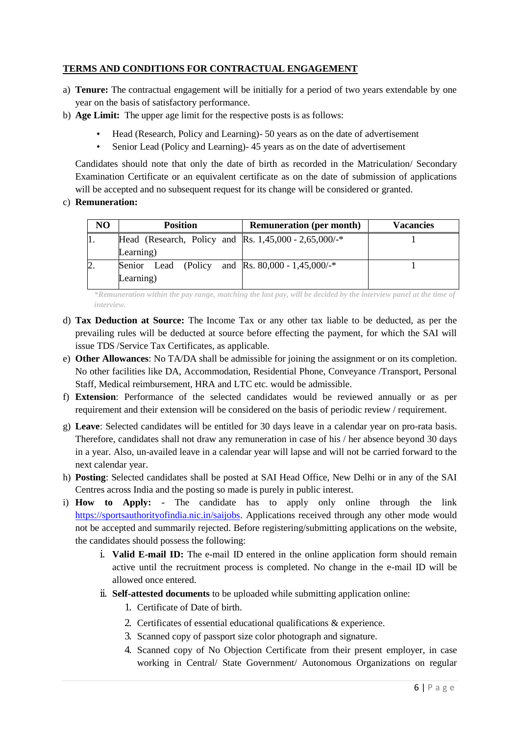**TERMS AND CONDITIONS FOR CONTRACTUAL ENGAGEMENT**

a) **Tenure:** The contractual engagement will be initially for a period of two years extendable by one year on the basis of satisfactory performance.

b) **Age Limit:** The upper age limit for the respective posts is as follows:

- Head (Research, Policy and Learning)- 50 years as on the date of advertisement
- Senior Lead (Policy and Learning)- 45 years as on the date of advertisement

Candidates should note that only the date of birth as recorded in the Matriculation/ Secondary Examination Certificate or an equivalent certificate as on the date of submission of applications will be accepted and no subsequent request for its change will be considered or granted.

c) **Remuneration:**

| NO | Position | Remuneration (per month) | Vacancies |
|---|---|---|---|
| 1. | Head (Research, Policy and Learning) | Rs. 1,45,000 - 2,65,000/-* | 1 |
| 2. | Senior Lead (Policy and Learning) | Rs. 80,000 - 1,45,000/-* | 1 |

*\*Remuneration within the pay range, matching the last pay, will be decided by the interview panel at the time of interview.*

d) **Tax Deduction at Source:** The Income Tax or any other tax liable to be deducted, as per the prevailing rules will be deducted at source before effecting the payment, for which the SAI will issue TDS /Service Tax Certificates, as applicable.

e) **Other Allowances**: No TA/DA shall be admissible for joining the assignment or on its completion. No other facilities like DA, Accommodation, Residential Phone, Conveyance /Transport, Personal Staff, Medical reimbursement, HRA and LTC etc. would be admissible.

f) **Extension**: Performance of the selected candidates would be reviewed annually or as per requirement and their extension will be considered on the basis of periodic review / requirement.

g) **Leave**: Selected candidates will be entitled for 30 days leave in a calendar year on pro-rata basis. Therefore, candidates shall not draw any remuneration in case of his / her absence beyond 30 days in a year. Also, un-availed leave in a calendar year will lapse and will not be carried forward to the next calendar year.

h) **Posting**: Selected candidates shall be posted at SAI Head Office, New Delhi or in any of the SAI Centres across India and the posting so made is purely in public interest.

i) **How to Apply: -** The candidate has to apply only online through the link https://sportsauthorityofindia.nic.in/saijobs. Applications received through any other mode would not be accepted and summarily rejected. Before registering/submitting applications on the website, the candidates should possess the following:

   i. **Valid E-mail ID:** The e-mail ID entered in the online application form should remain active until the recruitment process is completed. No change in the e-mail ID will be allowed once entered.

   ii. **Self-attested documents** to be uploaded while submitting application online:

      1. Certificate of Date of birth.
      2. Certificates of essential educational qualifications & experience.
      3. Scanned copy of passport size color photograph and signature.
      4. Scanned copy of No Objection Certificate from their present employer, in case working in Central/ State Government/ Autonomous Organizations on regular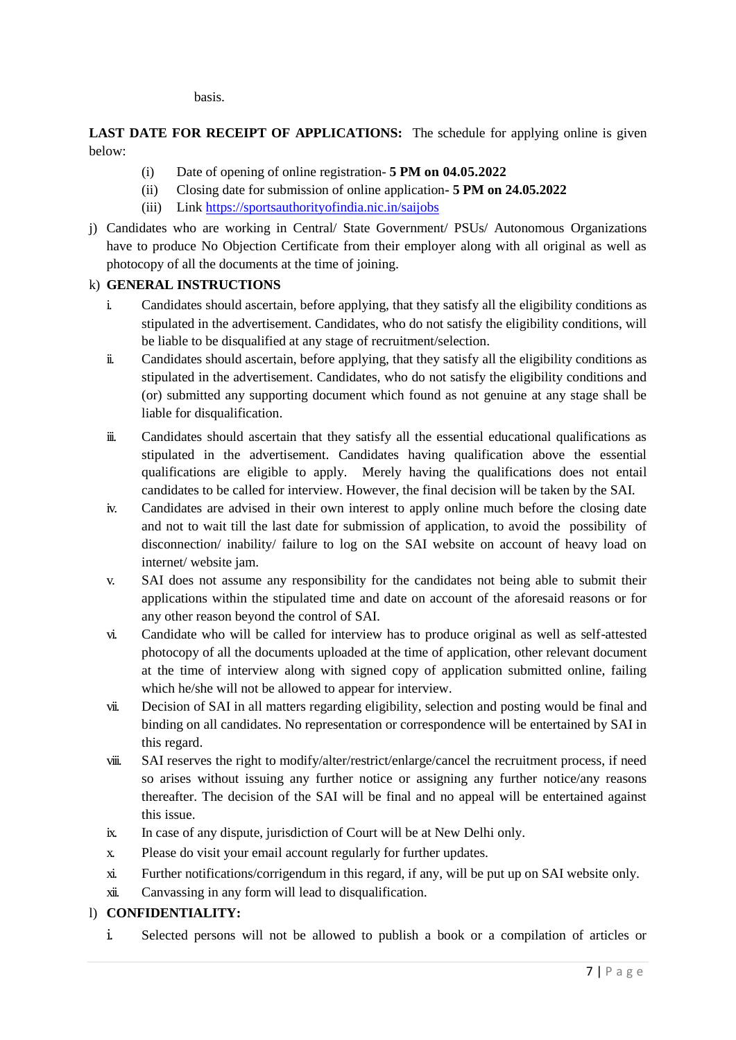basis.

**LAST DATE FOR RECEIPT OF APPLICATIONS:** The schedule for applying online is given below:

(i) Date of opening of online registration- **5 PM on 04.05.2022**

(ii) Closing date for submission of online application- **5 PM on 24.05.2022**

(iii) Link [https://sportsauthorityofindia.nic.in/saijobs](https://sportsauthorityofindia.nic.in/saijobs)

j) Candidates who are working in Central/ State Government/ PSUs/ Autonomous Organizations have to produce No Objection Certificate from their employer along with all original as well as photocopy of all the documents at the time of joining.

k) **GENERAL INSTRUCTIONS**

i. Candidates should ascertain, before applying, that they satisfy all the eligibility conditions as stipulated in the advertisement. Candidates, who do not satisfy the eligibility conditions, will be liable to be disqualified at any stage of recruitment/selection.

ii. Candidates should ascertain, before applying, that they satisfy all the eligibility conditions as stipulated in the advertisement. Candidates, who do not satisfy the eligibility conditions and (or) submitted any supporting document which found as not genuine at any stage shall be liable for disqualification.

iii. Candidates should ascertain that they satisfy all the essential educational qualifications as stipulated in the advertisement. Candidates having qualification above the essential qualifications are eligible to apply. Merely having the qualifications does not entail candidates to be called for interview. However, the final decision will be taken by the SAI.

iv. Candidates are advised in their own interest to apply online much before the closing date and not to wait till the last date for submission of application, to avoid the possibility of disconnection/ inability/ failure to log on the SAI website on account of heavy load on internet/ website jam.

v. SAI does not assume any responsibility for the candidates not being able to submit their applications within the stipulated time and date on account of the aforesaid reasons or for any other reason beyond the control of SAI.

vi. Candidate who will be called for interview has to produce original as well as self-attested photocopy of all the documents uploaded at the time of application, other relevant document at the time of interview along with signed copy of application submitted online, failing which he/she will not be allowed to appear for interview.

vii. Decision of SAI in all matters regarding eligibility, selection and posting would be final and binding on all candidates. No representation or correspondence will be entertained by SAI in this regard.

viii. SAI reserves the right to modify/alter/restrict/enlarge/cancel the recruitment process, if need so arises without issuing any further notice or assigning any further notice/any reasons thereafter. The decision of the SAI will be final and no appeal will be entertained against this issue.

ix. In case of any dispute, jurisdiction of Court will be at New Delhi only.

x. Please do visit your email account regularly for further updates.

xi. Further notifications/corrigendum in this regard, if any, will be put up on SAI website only.

xii. Canvassing in any form will lead to disqualification.

l) **CONFIDENTIALITY:**

i. Selected persons will not be allowed to publish a book or a compilation of articles or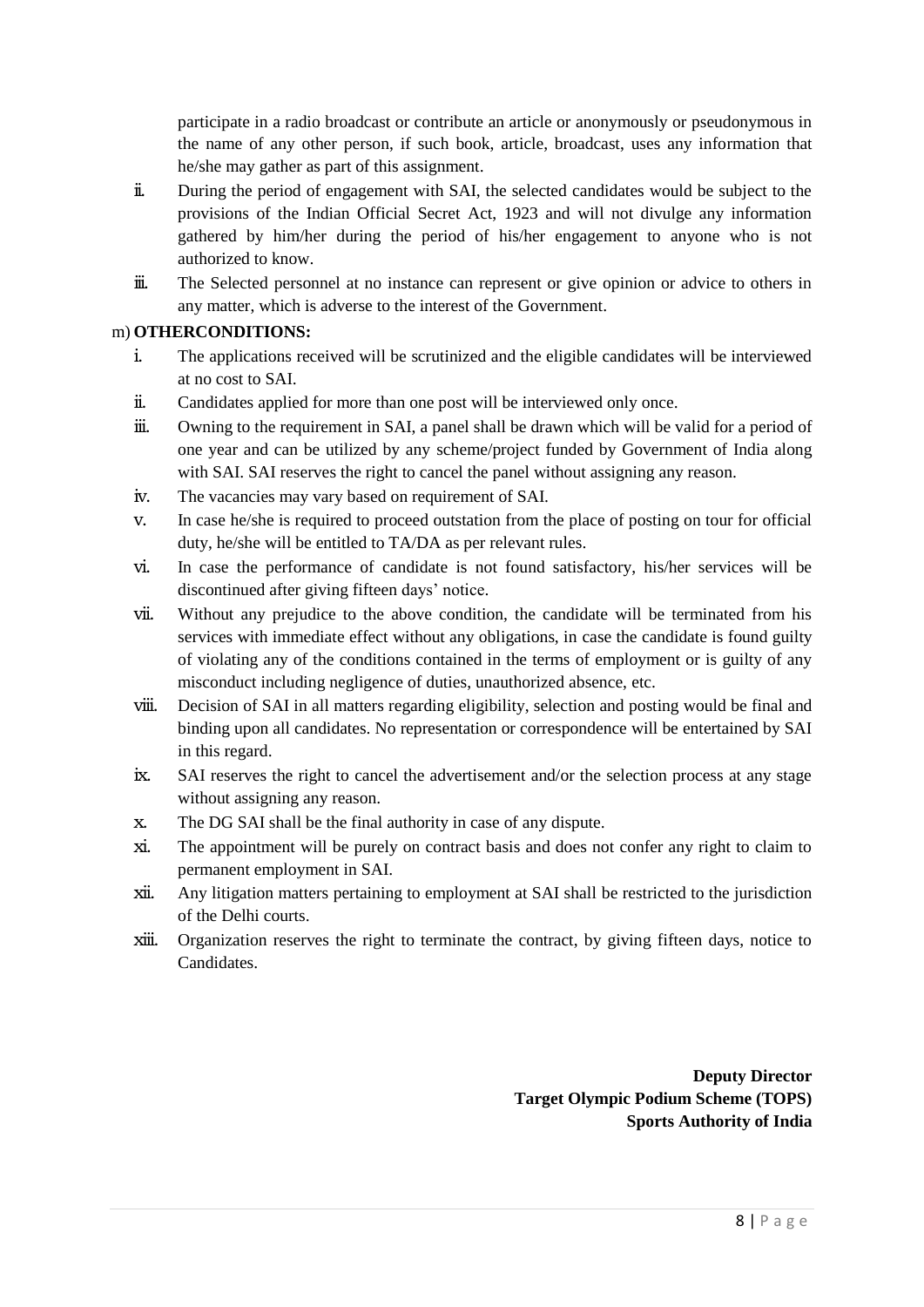participate in a radio broadcast or contribute an article or anonymously or pseudonymous in the name of any other person, if such book, article, broadcast, uses any information that he/she may gather as part of this assignment.

ii. During the period of engagement with SAI, the selected candidates would be subject to the provisions of the Indian Official Secret Act, 1923 and will not divulge any information gathered by him/her during the period of his/her engagement to anyone who is not authorized to know.

iii. The Selected personnel at no instance can represent or give opinion or advice to others in any matter, which is adverse to the interest of the Government.

m) **OTHERCONDITIONS:**

i. The applications received will be scrutinized and the eligible candidates will be interviewed at no cost to SAI.

ii. Candidates applied for more than one post will be interviewed only once.

iii. Owning to the requirement in SAI, a panel shall be drawn which will be valid for a period of one year and can be utilized by any scheme/project funded by Government of India along with SAI. SAI reserves the right to cancel the panel without assigning any reason.

iv. The vacancies may vary based on requirement of SAI.

v. In case he/she is required to proceed outstation from the place of posting on tour for official duty, he/she will be entitled to TA/DA as per relevant rules.

vi. In case the performance of candidate is not found satisfactory, his/her services will be discontinued after giving fifteen days' notice.

vii. Without any prejudice to the above condition, the candidate will be terminated from his services with immediate effect without any obligations, in case the candidate is found guilty of violating any of the conditions contained in the terms of employment or is guilty of any misconduct including negligence of duties, unauthorized absence, etc.

viii. Decision of SAI in all matters regarding eligibility, selection and posting would be final and binding upon all candidates. No representation or correspondence will be entertained by SAI in this regard.

ix. SAI reserves the right to cancel the advertisement and/or the selection process at any stage without assigning any reason.

x. The DG SAI shall be the final authority in case of any dispute.

xi. The appointment will be purely on contract basis and does not confer any right to claim to permanent employment in SAI.

xii. Any litigation matters pertaining to employment at SAI shall be restricted to the jurisdiction of the Delhi courts.

xiii. Organization reserves the right to terminate the contract, by giving fifteen days, notice to Candidates.

**Deputy Director**
**Target Olympic Podium Scheme (TOPS)**
**Sports Authority of India**